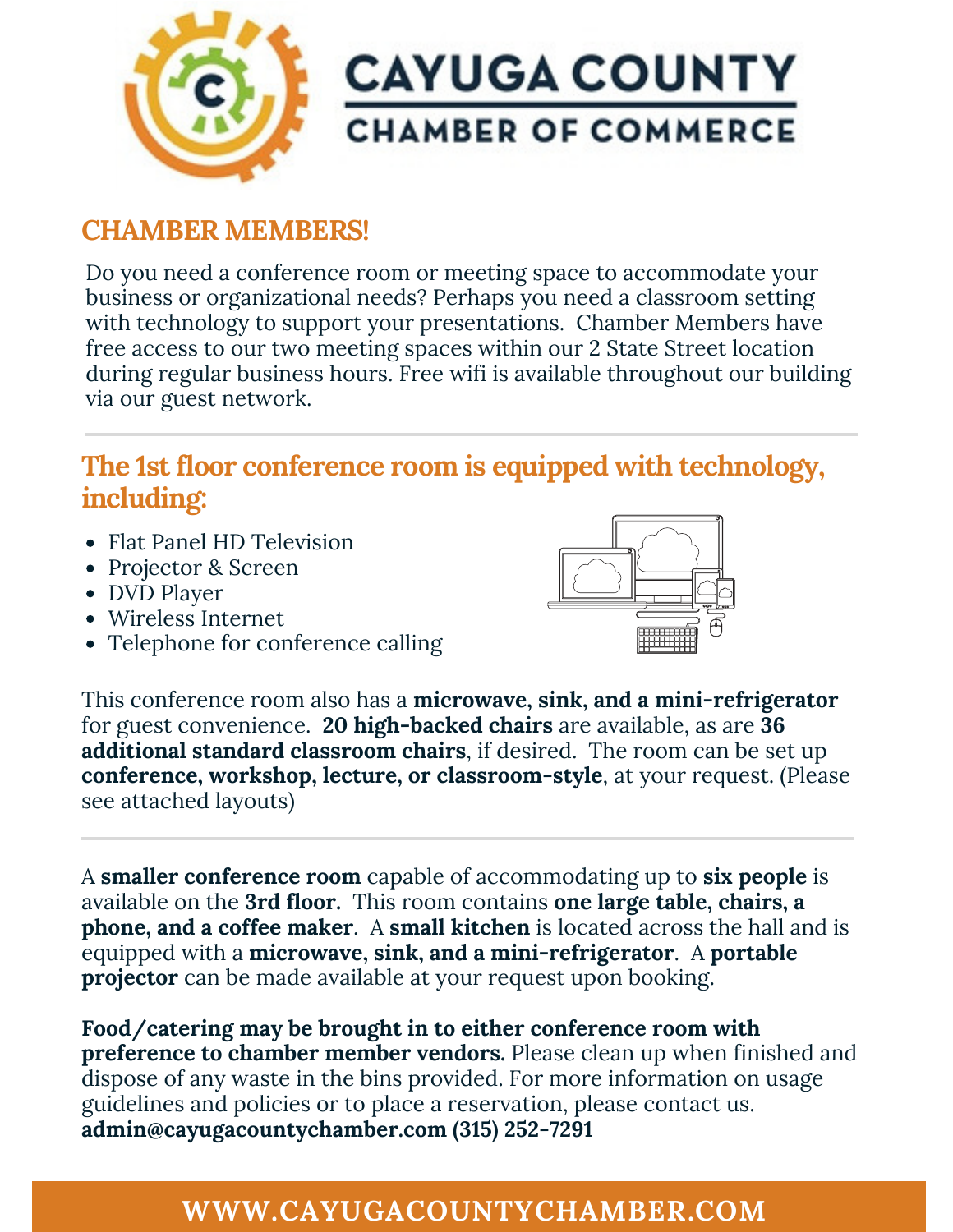# CAYUGA COUNTY CHAMBER OF COMMERCE

## CHAMBER MEMBERS!

Do you need a conference room or meeting space to accommodate your business or organizational needs? Perhaps you need a classroom setting with technology to support your presentations. Chamber Members have free access to our two meeting spaces within our 2 State Street location during regular business hours. Free wifi is available throughout our building via our guest network.

---

## The 1st floor conference room is equipped with technology, including:

- Flat Panel HD Television
- Projector & Screen
- DVD Player
- Wireless Internet
- Telephone for conference calling

This conference room also has a **microwave, sink, and a mini-refrigerator** for guest convenience. **20 high-backed chairs** are available, as are **36 additional standard classroom chairs**, if desired. The room can be set up **conference, workshop, lecture, or classroom-style**, at your request. (Please see attached layouts)

---

A **smaller conference room** capable of accommodating up to **six people** is available on the **3rd floor.** This room contains **one large table, chairs, a phone, and a coffee maker**. A **small kitchen** is located across the hall and is equipped with a **microwave, sink, and a mini-refrigerator**. A **portable projector** can be made available at your request upon booking.

**Food/catering may be brought in to either conference room with preference to chamber member vendors.** Please clean up when finished and dispose of any waste in the bins provided. For more information on usage guidelines and policies or to place a reservation, please contact us. **admin@cayugacountychamber.com (315) 252-7291**

**WWW.CAYUGACOUNTYCHAMBER.COM**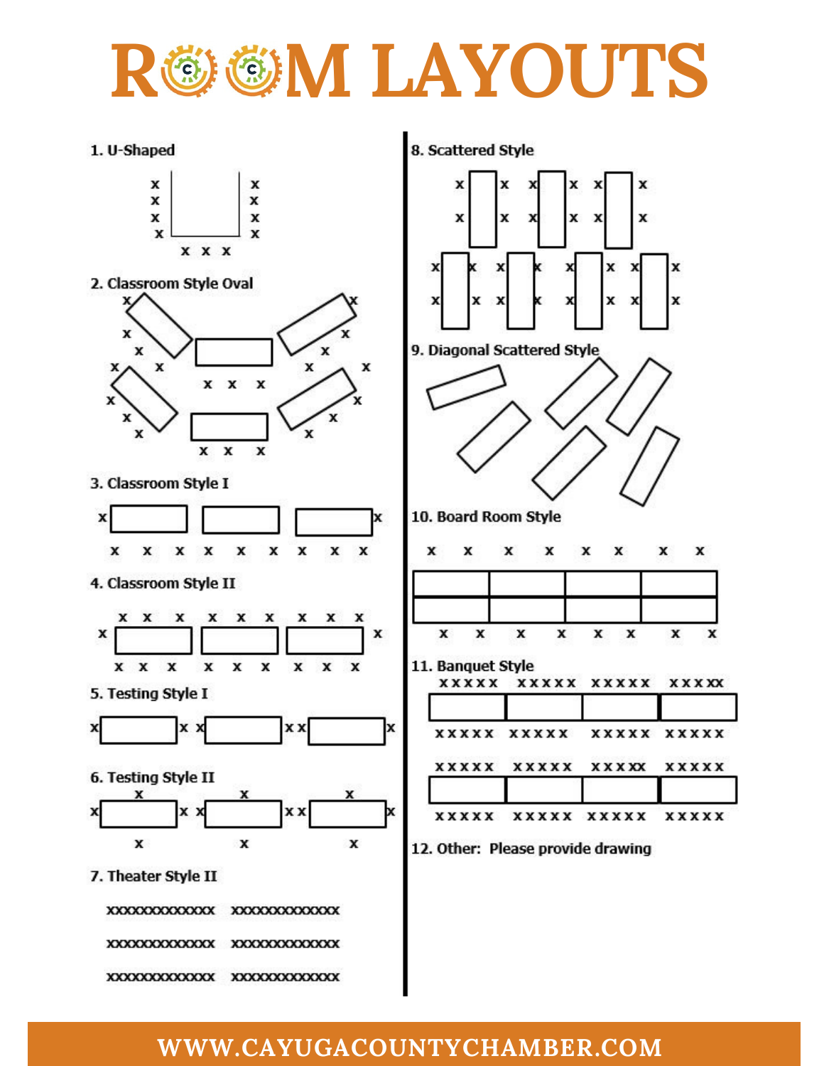# ROOM LAYOUTS

1. U-Shaped

2. Classroom Style Oval

3. Classroom Style I

4. Classroom Style II

5. Testing Style I

6. Testing Style II

7. Theater Style II

8. Scattered Style

9. Diagonal Scattered Style

10. Board Room Style

11. Banquet Style

12. Other: Please provide drawing